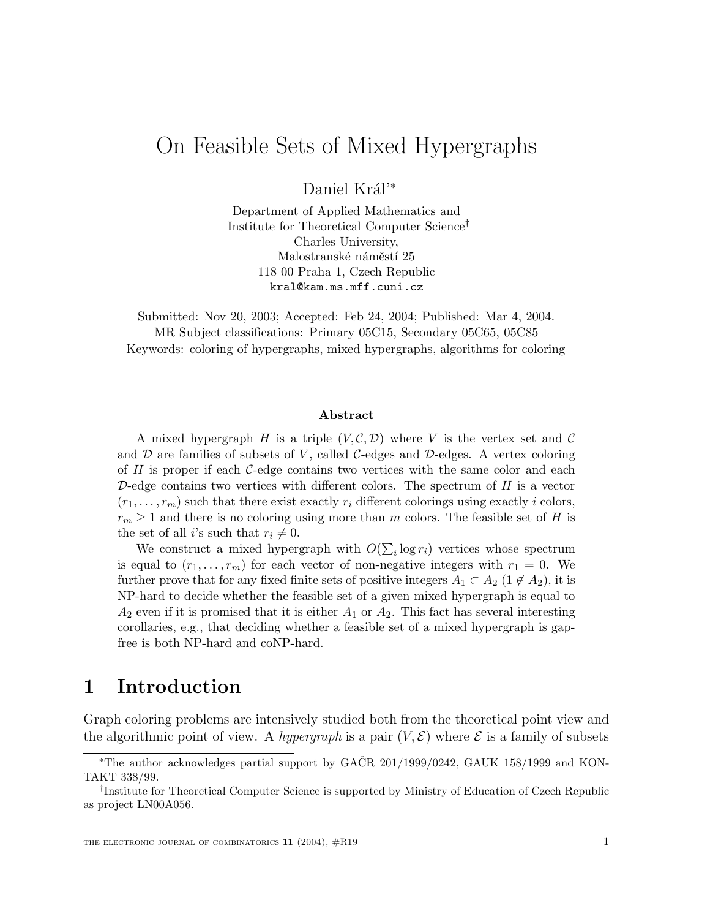# On Feasible Sets of Mixed Hypergraphs

Daniel Král'*

Department of Applied Mathematics and
Institute for Theoretical Computer Science†
Charles University,
Malostranské náměstí 25
118 00 Praha 1, Czech Republic
kral@kam.ms.mff.cuni.cz

Submitted: Nov 20, 2003; Accepted: Feb 24, 2004; Published: Mar 4, 2004.
MR Subject classifications: Primary 05C15, Secondary 05C65, 05C85
Keywords: coloring of hypergraphs, mixed hypergraphs, algorithms for coloring

### Abstract

A mixed hypergraph $H$ is a triple $(V, \mathcal{C}, \mathcal{D})$ where $V$ is the vertex set and $\mathcal{C}$ and $\mathcal{D}$ are families of subsets of $V$, called $\mathcal{C}$-edges and $\mathcal{D}$-edges. A vertex coloring of $H$ is proper if each $\mathcal{C}$-edge contains two vertices with the same color and each $\mathcal{D}$-edge contains two vertices with different colors. The spectrum of $H$ is a vector $(r_1, \ldots, r_m)$ such that there exist exactly $r_i$ different colorings using exactly $i$ colors, $r_m \geq 1$ and there is no coloring using more than $m$ colors. The feasible set of $H$ is the set of all $i$'s such that $r_i \neq 0$.

We construct a mixed hypergraph with $O(\sum_i \log r_i)$ vertices whose spectrum is equal to $(r_1, \ldots, r_m)$ for each vector of non-negative integers with $r_1 = 0$. We further prove that for any fixed finite sets of positive integers $A_1 \subset A_2$ ($1 \notin A_2$), it is NP-hard to decide whether the feasible set of a given mixed hypergraph is equal to $A_2$ even if it is promised that it is either $A_1$ or $A_2$. This fact has several interesting corollaries, e.g., that deciding whether a feasible set of a mixed hypergraph is gap-free is both NP-hard and coNP-hard.

## 1 Introduction

Graph coloring problems are intensively studied both from the theoretical point view and the algorithmic point of view. A *hypergraph* is a pair $(V, \mathcal{E})$ where $\mathcal{E}$ is a family of subsets

*The author acknowledges partial support by GAČR 201/1999/0242, GAUK 158/1999 and KONTAKT 338/99.

†Institute for Theoretical Computer Science is supported by Ministry of Education of Czech Republic as project LN00A056.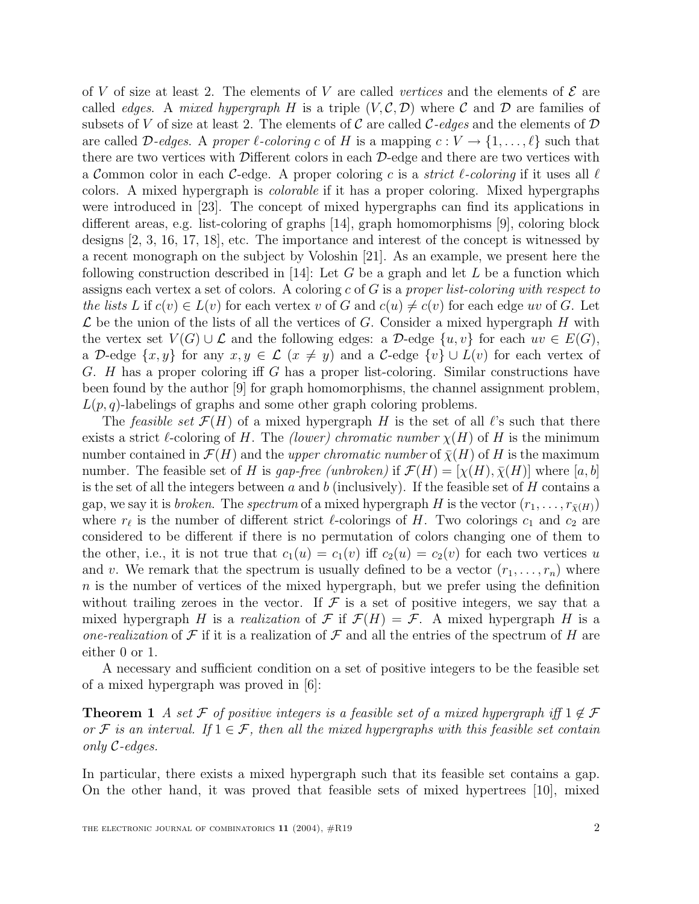of $V$ of size at least 2. The elements of $V$ are called *vertices* and the elements of $\mathcal{E}$ are called *edges*. A *mixed hypergraph* $H$ is a triple $(V, \mathcal{C}, \mathcal{D})$ where $\mathcal{C}$ and $\mathcal{D}$ are families of subsets of $V$ of size at least 2. The elements of $\mathcal{C}$ are called *$\mathcal{C}$-edges* and the elements of $\mathcal{D}$ are called *$\mathcal{D}$-edges*. A *proper $\ell$-coloring* $c$ of $H$ is a mapping $c : V \to \{1, \ldots, \ell\}$ such that there are two vertices with $\mathcal{D}$ifferent colors in each $\mathcal{D}$-edge and there are two vertices with a $\mathcal{C}$ommon color in each $\mathcal{C}$-edge. A proper coloring $c$ is a *strict $\ell$-coloring* if it uses all $\ell$ colors. A mixed hypergraph is *colorable* if it has a proper coloring. Mixed hypergraphs were introduced in [23]. The concept of mixed hypergraphs can find its applications in different areas, e.g. list-coloring of graphs [14], graph homomorphisms [9], coloring block designs [2, 3, 16, 17, 18], etc. The importance and interest of the concept is witnessed by a recent monograph on the subject by Voloshin [21]. As an example, we present here the following construction described in [14]: Let $G$ be a graph and let $L$ be a function which assigns each vertex a set of colors. A coloring $c$ of $G$ is a *proper list-coloring with respect to the lists $L$* if $c(v) \in L(v)$ for each vertex $v$ of $G$ and $c(u) \neq c(v)$ for each edge $uv$ of $G$. Let $\mathcal{L}$ be the union of the lists of all the vertices of $G$. Consider a mixed hypergraph $H$ with the vertex set $V(G) \cup \mathcal{L}$ and the following edges: a $\mathcal{D}$-edge $\{u, v\}$ for each $uv \in E(G)$, a $\mathcal{D}$-edge $\{x, y\}$ for any $x, y \in \mathcal{L}$ $(x \neq y)$ and a $\mathcal{C}$-edge $\{v\} \cup L(v)$ for each vertex of $G$. $H$ has a proper coloring iff $G$ has a proper list-coloring. Similar constructions have been found by the author [9] for graph homomorphisms, the channel assignment problem, $L(p, q)$-labelings of graphs and some other graph coloring problems.

The *feasible set* $\mathcal{F}(H)$ of a mixed hypergraph $H$ is the set of all $\ell$'s such that there exists a strict $\ell$-coloring of $H$. The *(lower) chromatic number* $\chi(H)$ of $H$ is the minimum number contained in $\mathcal{F}(H)$ and the *upper chromatic number* of $\bar{\chi}(H)$ of $H$ is the maximum number. The feasible set of $H$ is *gap-free (unbroken)* if $\mathcal{F}(H) = [\chi(H), \bar{\chi}(H)]$ where $[a, b]$ is the set of all the integers between $a$ and $b$ (inclusively). If the feasible set of $H$ contains a gap, we say it is *broken*. The *spectrum* of a mixed hypergraph $H$ is the vector $(r_1, \ldots, r_{\bar{\chi}(H)})$ where $r_\ell$ is the number of different strict $\ell$-colorings of $H$. Two colorings $c_1$ and $c_2$ are considered to be different if there is no permutation of colors changing one of them to the other, i.e., it is not true that $c_1(u) = c_1(v)$ iff $c_2(u) = c_2(v)$ for each two vertices $u$ and $v$. We remark that the spectrum is usually defined to be a vector $(r_1, \ldots, r_n)$ where $n$ is the number of vertices of the mixed hypergraph, but we prefer using the definition without trailing zeroes in the vector. If $\mathcal{F}$ is a set of positive integers, we say that a mixed hypergraph $H$ is a *realization* of $\mathcal{F}$ if $\mathcal{F}(H) = \mathcal{F}$. A mixed hypergraph $H$ is a *one-realization* of $\mathcal{F}$ if it is a realization of $\mathcal{F}$ and all the entries of the spectrum of $H$ are either 0 or 1.

A necessary and sufficient condition on a set of positive integers to be the feasible set of a mixed hypergraph was proved in [6]:

**Theorem 1** *A set $\mathcal{F}$ of positive integers is a feasible set of a mixed hypergraph iff $1 \notin \mathcal{F}$ or $\mathcal{F}$ is an interval. If $1 \in \mathcal{F}$, then all the mixed hypergraphs with this feasible set contain only $\mathcal{C}$-edges.*

In particular, there exists a mixed hypergraph such that its feasible set contains a gap. On the other hand, it was proved that feasible sets of mixed hypertrees [10], mixed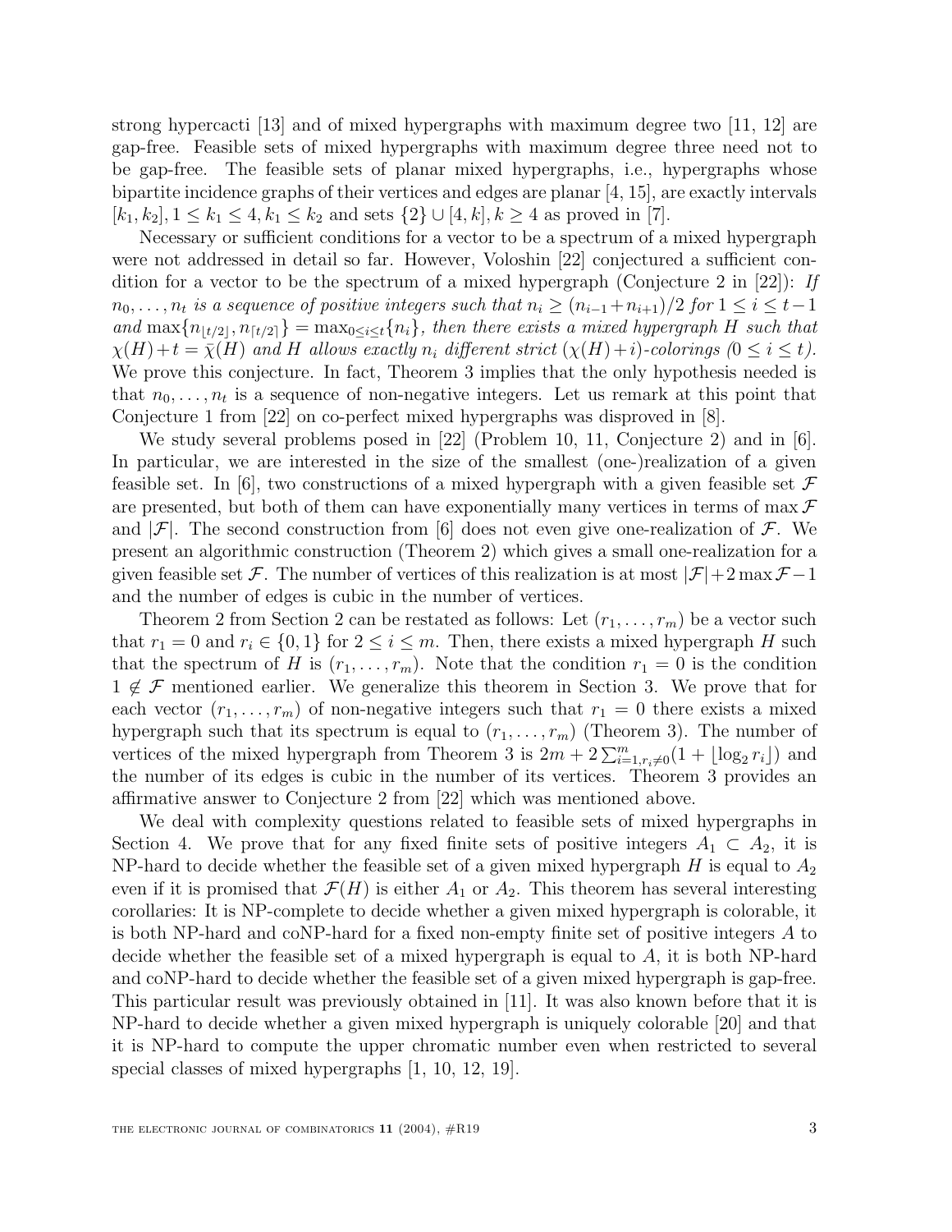strong hypercacti [13] and of mixed hypergraphs with maximum degree two [11, 12] are gap-free. Feasible sets of mixed hypergraphs with maximum degree three need not to be gap-free. The feasible sets of planar mixed hypergraphs, i.e., hypergraphs whose bipartite incidence graphs of their vertices and edges are planar [4, 15], are exactly intervals $[k_1, k_2], 1 \leq k_1 \leq 4, k_1 \leq k_2$ and sets $\{2\} \cup [4, k], k \geq 4$ as proved in [7].

Necessary or sufficient conditions for a vector to be a spectrum of a mixed hypergraph were not addressed in detail so far. However, Voloshin [22] conjectured a sufficient condition for a vector to be the spectrum of a mixed hypergraph (Conjecture 2 in [22]): *If $n_0, \ldots, n_t$ is a sequence of positive integers such that $n_i \geq (n_{i-1}+n_{i+1})/2$ for $1 \leq i \leq t-1$ and $\max\{n_{\lfloor t/2 \rfloor}, n_{\lceil t/2 \rceil}\} = \max_{0 \leq i \leq t}\{n_i\}$, then there exists a mixed hypergraph $H$ such that $\chi(H)+t = \bar{\chi}(H)$ and $H$ allows exactly $n_i$ different strict $(\chi(H)+i)$-colorings ($0 \leq i \leq t$).* We prove this conjecture. In fact, Theorem 3 implies that the only hypothesis needed is that $n_0, \ldots, n_t$ is a sequence of non-negative integers. Let us remark at this point that Conjecture 1 from [22] on co-perfect mixed hypergraphs was disproved in [8].

We study several problems posed in [22] (Problem 10, 11, Conjecture 2) and in [6]. In particular, we are interested in the size of the smallest (one-)realization of a given feasible set. In [6], two constructions of a mixed hypergraph with a given feasible set $\mathcal{F}$ are presented, but both of them can have exponentially many vertices in terms of $\max \mathcal{F}$ and $|\mathcal{F}|$. The second construction from [6] does not even give one-realization of $\mathcal{F}$. We present an algorithmic construction (Theorem 2) which gives a small one-realization for a given feasible set $\mathcal{F}$. The number of vertices of this realization is at most $|\mathcal{F}|+2\max\mathcal{F}-1$ and the number of edges is cubic in the number of vertices.

Theorem 2 from Section 2 can be restated as follows: Let $(r_1, \ldots, r_m)$ be a vector such that $r_1 = 0$ and $r_i \in \{0, 1\}$ for $2 \leq i \leq m$. Then, there exists a mixed hypergraph $H$ such that the spectrum of $H$ is $(r_1, \ldots, r_m)$. Note that the condition $r_1 = 0$ is the condition $1 \notin \mathcal{F}$ mentioned earlier. We generalize this theorem in Section 3. We prove that for each vector $(r_1, \ldots, r_m)$ of non-negative integers such that $r_1 = 0$ there exists a mixed hypergraph such that its spectrum is equal to $(r_1, \ldots, r_m)$ (Theorem 3). The number of vertices of the mixed hypergraph from Theorem 3 is $2m + 2\sum_{i=1, r_i \neq 0}^{m}(1 + \lfloor \log_2 r_i \rfloor)$ and the number of its edges is cubic in the number of its vertices. Theorem 3 provides an affirmative answer to Conjecture 2 from [22] which was mentioned above.

We deal with complexity questions related to feasible sets of mixed hypergraphs in Section 4. We prove that for any fixed finite sets of positive integers $A_1 \subset A_2$, it is NP-hard to decide whether the feasible set of a given mixed hypergraph $H$ is equal to $A_2$ even if it is promised that $\mathcal{F}(H)$ is either $A_1$ or $A_2$. This theorem has several interesting corollaries: It is NP-complete to decide whether a given mixed hypergraph is colorable, it is both NP-hard and coNP-hard for a fixed non-empty finite set of positive integers $A$ to decide whether the feasible set of a mixed hypergraph is equal to $A$, it is both NP-hard and coNP-hard to decide whether the feasible set of a given mixed hypergraph is gap-free. This particular result was previously obtained in [11]. It was also known before that it is NP-hard to decide whether a given mixed hypergraph is uniquely colorable [20] and that it is NP-hard to compute the upper chromatic number even when restricted to several special classes of mixed hypergraphs [1, 10, 12, 19].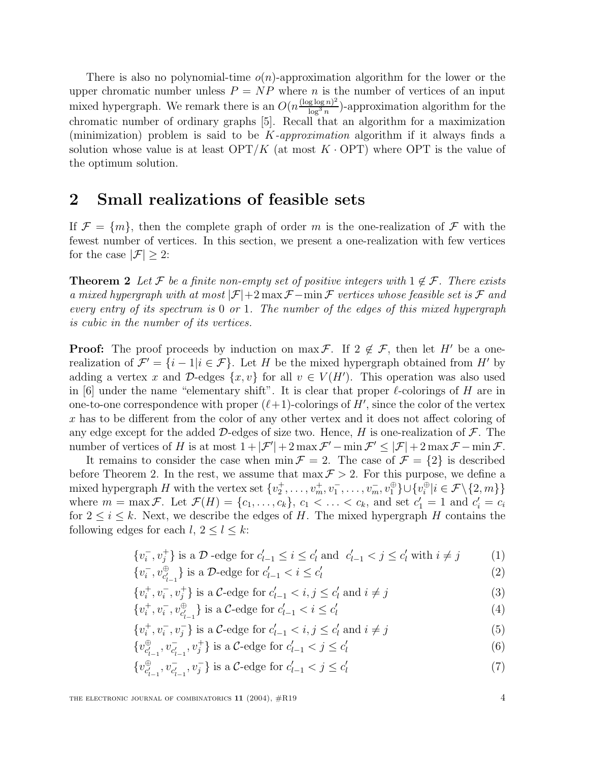There is also no polynomial-time $o(n)$-approximation algorithm for the lower or the upper chromatic number unless $P = NP$ where $n$ is the number of vertices of an input mixed hypergraph. We remark there is an $O(n\frac{(\log\log n)^2}{\log^3 n})$-approximation algorithm for the chromatic number of ordinary graphs [5]. Recall that an algorithm for a maximization (minimization) problem is said to be *$K$-approximation* algorithm if it always finds a solution whose value is at least $\mathrm{OPT}/K$ (at most $K \cdot \mathrm{OPT}$) where OPT is the value of the optimum solution.

## 2 Small realizations of feasible sets

If $\mathcal{F} = \{m\}$, then the complete graph of order $m$ is the one-realization of $\mathcal{F}$ with the fewest number of vertices. In this section, we present a one-realization with few vertices for the case $|\mathcal{F}| \geq 2$:

**Theorem 2** *Let $\mathcal{F}$ be a finite non-empty set of positive integers with $1 \notin \mathcal{F}$. There exists a mixed hypergraph with at most $|\mathcal{F}|+2\max\mathcal{F}-\min\mathcal{F}$ vertices whose feasible set is $\mathcal{F}$ and every entry of its spectrum is 0 or 1. The number of the edges of this mixed hypergraph is cubic in the number of its vertices.*

**Proof:** The proof proceeds by induction on $\max\mathcal{F}$. If $2 \notin \mathcal{F}$, then let $H'$ be a one-realization of $\mathcal{F}' = \{i-1 | i \in \mathcal{F}\}$. Let $H$ be the mixed hypergraph obtained from $H'$ by adding a vertex $x$ and $\mathcal{D}$-edges $\{x, v\}$ for all $v \in V(H')$. This operation was also used in [6] under the name "elementary shift". It is clear that proper $\ell$-colorings of $H$ are in one-to-one correspondence with proper $(\ell+1)$-colorings of $H'$, since the color of the vertex $x$ has to be different from the color of any other vertex and it does not affect coloring of any edge except for the added $\mathcal{D}$-edges of size two. Hence, $H$ is one-realization of $\mathcal{F}$. The number of vertices of $H$ is at most $1+|\mathcal{F}'|+2\max\mathcal{F}'-\min\mathcal{F}' \leq |\mathcal{F}|+2\max\mathcal{F}-\min\mathcal{F}$.

It remains to consider the case when $\min\mathcal{F} = 2$. The case of $\mathcal{F} = \{2\}$ is described before Theorem 2. In the rest, we assume that $\max\mathcal{F} > 2$. For this purpose, we define a mixed hypergraph $H$ with the vertex set $\{v_2^+, \ldots, v_m^+, v_1^-, \ldots, v_m^-, v_1^\oplus\} \cup \{v_i^\oplus | i \in \mathcal{F} \setminus \{2, m\}\}$ where $m = \max\mathcal{F}$. Let $\mathcal{F}(H) = \{c_1, \ldots, c_k\}$, $c_1 < \ldots < c_k$, and set $c_1' = 1$ and $c_i' = c_i$ for $2 \leq i \leq k$. Next, we describe the edges of $H$. The mixed hypergraph $H$ contains the following edges for each $l$, $2 \leq l \leq k$:

$$\{v_i^-, v_j^+\} \text{ is a } \mathcal{D}\text{-edge for } c_{l-1}' \leq i \leq c_l' \text{ and } c_{l-1}' < j \leq c_l' \text{ with } i \neq j \tag{1}$$

$$\{v_i^-, v_{c_{l-1}'}^\oplus\} \text{ is a } \mathcal{D}\text{-edge for } c_{l-1}' < i \leq c_l' \tag{2}$$

$$\{v_i^+, v_i^-, v_j^+\} \text{ is a } \mathcal{C}\text{-edge for } c_{l-1}' < i, j \leq c_l' \text{ and } i \neq j \tag{3}$$

$$\{v_i^+, v_i^-, v_{c_{l-1}'}^\oplus\} \text{ is a } \mathcal{C}\text{-edge for } c_{l-1}' < i \leq c_l' \tag{4}$$

$$\{v_i^+, v_i^-, v_j^-\} \text{ is a } \mathcal{C}\text{-edge for } c_{l-1}' < i, j \leq c_l' \text{ and } i \neq j \tag{5}$$

$$\{v_{c_{l-1}'}^\oplus, v_{c_{l-1}'}^-, v_j^+\} \text{ is a } \mathcal{C}\text{-edge for } c_{l-1}' < j \leq c_l' \tag{6}$$

$$\{v_{c_{l-1}'}^\oplus, v_{c_{l-1}'}^-, v_j^-\} \text{ is a } \mathcal{C}\text{-edge for } c_{l-1}' < j \leq c_l' \tag{7}$$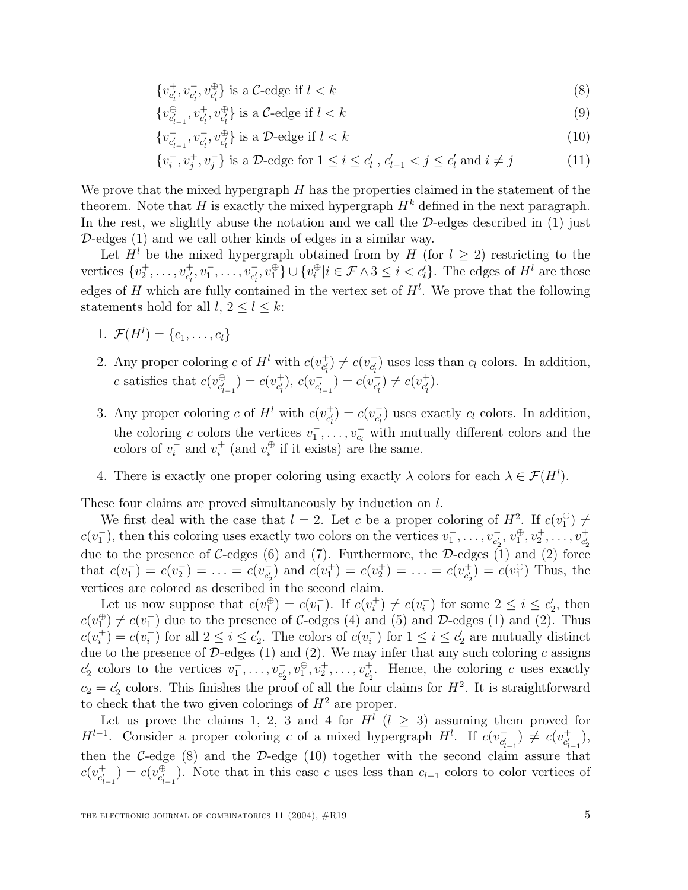$$\{v^+_{c'_l}, v^-_{c'_l}, v^{\oplus}_{c'_l}\} \text{ is a } \mathcal{C}\text{-edge if } l < k \tag{8}$$

$$\{v^{\oplus}_{c'_{l-1}}, v^+_{c'_l}, v^{\oplus}_{c'_l}\} \text{ is a } \mathcal{C}\text{-edge if } l < k \tag{9}$$

$$\{v^-_{c'_{l-1}}, v^-_{c'_l}, v^{\oplus}_{c'_l}\} \text{ is a } \mathcal{D}\text{-edge if } l < k \tag{10}$$

$$\{v^-_i, v^+_j, v^-_j\} \text{ is a } \mathcal{D}\text{-edge for } 1 \le i \le c'_l \text{ , } c'_{l-1} < j \le c'_l \text{ and } i \ne j \tag{11}$$

We prove that the mixed hypergraph $H$ has the properties claimed in the statement of the theorem. Note that $H$ is exactly the mixed hypergraph $H^k$ defined in the next paragraph. In the rest, we slightly abuse the notation and we call the $\mathcal{D}$-edges described in (1) just $\mathcal{D}$-edges (1) and we call other kinds of edges in a similar way.

Let $H^l$ be the mixed hypergraph obtained from by $H$ (for $l \ge 2$) restricting to the vertices $\{v^+_2, \ldots, v^+_{c'_l}, v^-_1, \ldots, v^-_{c'_l}, v^{\oplus}_1\} \cup \{v^{\oplus}_i | i \in \mathcal{F} \wedge 3 \le i < c'_l\}$. The edges of $H^l$ are those edges of $H$ which are fully contained in the vertex set of $H^l$. We prove that the following statements hold for all $l$, $2 \le l \le k$:

1. $\mathcal{F}(H^l) = \{c_1, \ldots, c_l\}$
2. Any proper coloring $c$ of $H^l$ with $c(v^+_{c'_l}) \ne c(v^-_{c'_l})$ uses less than $c_l$ colors. In addition, $c$ satisfies that $c(v^{\oplus}_{c'_{l-1}}) = c(v^+_{c'_l})$, $c(v^-_{c'_{l-1}}) = c(v^-_{c'_l}) \ne c(v^+_{c'_l})$.
3. Any proper coloring $c$ of $H^l$ with $c(v^+_{c'_l}) = c(v^-_{c'_l})$ uses exactly $c_l$ colors. In addition, the coloring $c$ colors the vertices $v^-_1, \ldots, v^-_{c_l}$ with mutually different colors and the colors of $v^-_i$ and $v^+_i$ (and $v^{\oplus}_i$ if it exists) are the same.
4. There is exactly one proper coloring using exactly $\lambda$ colors for each $\lambda \in \mathcal{F}(H^l)$.

These four claims are proved simultaneously by induction on $l$.

We first deal with the case that $l = 2$. Let $c$ be a proper coloring of $H^2$. If $c(v^{\oplus}_1) \ne c(v^-_1)$, then this coloring uses exactly two colors on the vertices $v^-_1, \ldots, v^-_{c'_2}, v^{\oplus}_1, v^+_2, \ldots, v^+_{c'_2}$ due to the presence of $\mathcal{C}$-edges (6) and (7). Furthermore, the $\mathcal{D}$-edges (1) and (2) force that $c(v^-_1) = c(v^-_2) = \ldots = c(v^-_{c'_2})$ and $c(v^+_1) = c(v^+_2) = \ldots = c(v^+_{c'_2}) = c(v^{\oplus}_1)$ Thus, the vertices are colored as described in the second claim.

Let us now suppose that $c(v^{\oplus}_1) = c(v^-_1)$. If $c(v^+_i) \ne c(v^-_i)$ for some $2 \le i \le c'_2$, then $c(v^{\oplus}_1) \ne c(v^-_1)$ due to the presence of $\mathcal{C}$-edges (4) and (5) and $\mathcal{D}$-edges (1) and (2). Thus $c(v^+_i) = c(v^-_i)$ for all $2 \le i \le c'_2$. The colors of $c(v^-_i)$ for $1 \le i \le c'_2$ are mutually distinct due to the presence of $\mathcal{D}$-edges (1) and (2). We may infer that any such coloring $c$ assigns $c'_2$ colors to the vertices $v^-_1, \ldots, v^-_{c'_2}, v^{\oplus}_1, v^+_2, \ldots, v^+_{c'_2}$. Hence, the coloring $c$ uses exactly $c_2 = c'_2$ colors. This finishes the proof of all the four claims for $H^2$. It is straightforward to check that the two given colorings of $H^2$ are proper.

Let us prove the claims 1, 2, 3 and 4 for $H^l$ ($l \ge 3$) assuming them proved for $H^{l-1}$. Consider a proper coloring $c$ of a mixed hypergraph $H^l$. If $c(v^-_{c'_{l-1}}) \ne c(v^+_{c'_{l-1}})$, then the $\mathcal{C}$-edge (8) and the $\mathcal{D}$-edge (10) together with the second claim assure that $c(v^+_{c'_{l-1}}) = c(v^{\oplus}_{c'_{l-1}})$. Note that in this case $c$ uses less than $c_{l-1}$ colors to color vertices of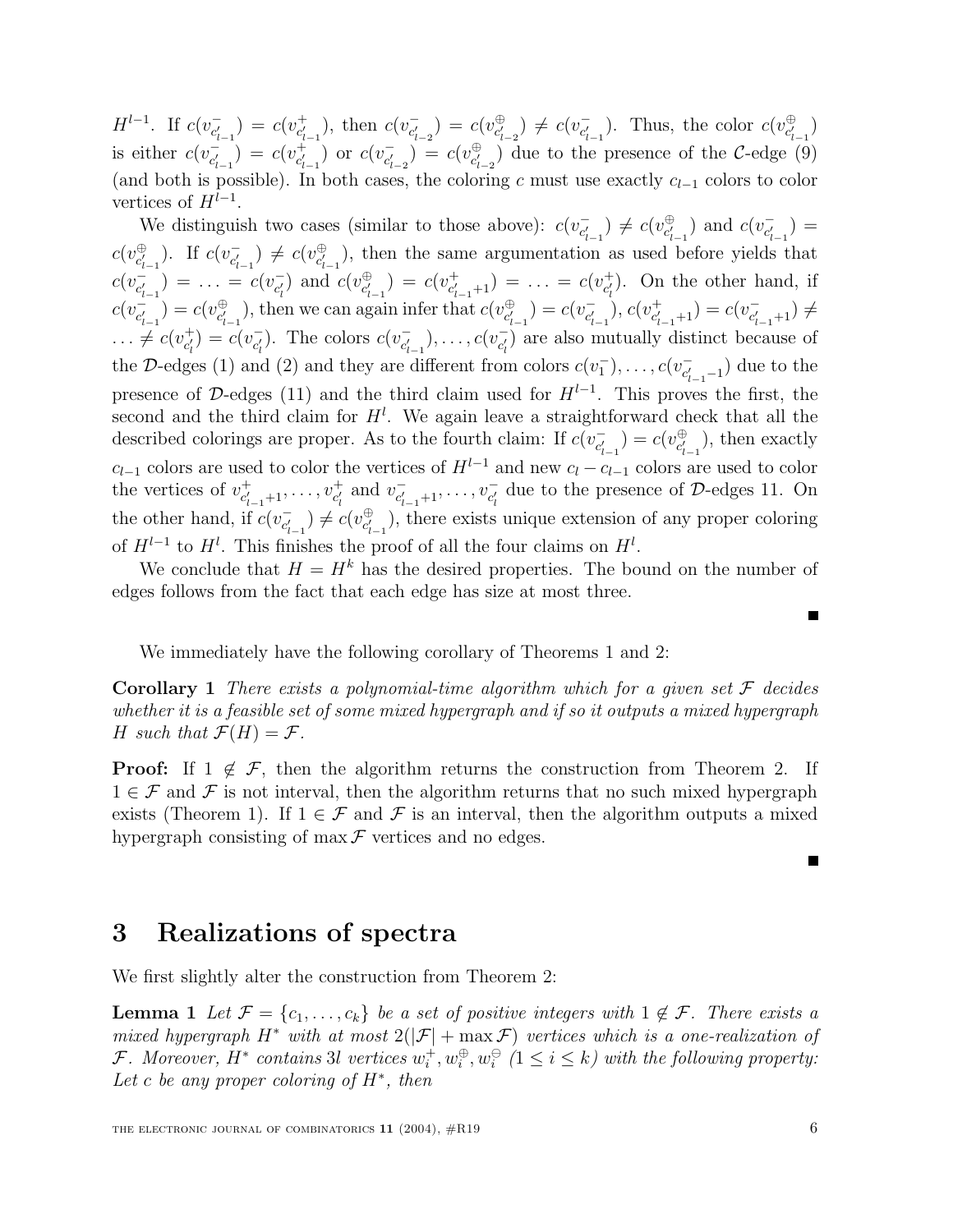$H^{l-1}$. If $c(v^-_{c'_{l-1}}) = c(v^+_{c'_{l-1}})$, then $c(v^-_{c'_{l-2}}) = c(v^{\oplus}_{c'_{l-2}}) \neq c(v^-_{c'_{l-1}})$. Thus, the color $c(v^{\oplus}_{c'_{l-1}})$ is either $c(v^-_{c'_{l-1}}) = c(v^+_{c'_{l-1}})$ or $c(v^-_{c'_{l-2}}) = c(v^{\oplus}_{c'_{l-2}})$ due to the presence of the $\mathcal{C}$-edge (9) (and both is possible). In both cases, the coloring $c$ must use exactly $c_{l-1}$ colors to color vertices of $H^{l-1}$.

We distinguish two cases (similar to those above): $c(v^-_{c'_{l-1}}) \neq c(v^{\oplus}_{c'_{l-1}})$ and $c(v^-_{c'_{l-1}}) = c(v^{\oplus}_{c'_{l-1}})$. If $c(v^-_{c'_{l-1}}) \neq c(v^{\oplus}_{c'_{l-1}})$, then the same argumentation as used before yields that $c(v^-_{c'_{l-1}}) = \ldots = c(v^-_{c'_l})$ and $c(v^{\oplus}_{c'_{l-1}}) = c(v^+_{c'_{l-1}+1}) = \ldots = c(v^+_{c'_l})$. On the other hand, if $c(v^-_{c'_{l-1}}) = c(v^{\oplus}_{c'_{l-1}})$, then we can again infer that $c(v^{\oplus}_{c'_{l-1}}) = c(v^-_{c'_{l-1}})$, $c(v^+_{c'_{l-1}+1}) = c(v^-_{c'_{l-1}+1}) \neq \ldots \neq c(v^+_{c'_l}) = c(v^-_{c'_l})$. The colors $c(v^-_{c'_{l-1}}), \ldots, c(v^-_{c'_l})$ are also mutually distinct because of the $\mathcal{D}$-edges (1) and (2) and they are different from colors $c(v^-_1), \ldots, c(v^-_{c'_{l-1}-1})$ due to the presence of $\mathcal{D}$-edges (11) and the third claim used for $H^{l-1}$. This proves the first, the second and the third claim for $H^l$. We again leave a straightforward check that all the described colorings are proper. As to the fourth claim: If $c(v^-_{c'_{l-1}}) = c(v^{\oplus}_{c'_{l-1}})$, then exactly $c_{l-1}$ colors are used to color the vertices of $H^{l-1}$ and new $c_l - c_{l-1}$ colors are used to color the vertices of $v^+_{c'_{l-1}+1}, \ldots, v^+_{c'_l}$ and $v^-_{c'_{l-1}+1}, \ldots, v^-_{c'_l}$ due to the presence of $\mathcal{D}$-edges 11. On the other hand, if $c(v^-_{c'_{l-1}}) \neq c(v^{\oplus}_{c'_{l-1}})$, there exists unique extension of any proper coloring of $H^{l-1}$ to $H^l$. This finishes the proof of all the four claims on $H^l$.

We conclude that $H = H^k$ has the desired properties. The bound on the number of edges follows from the fact that each edge has size at most three.

■

We immediately have the following corollary of Theorems 1 and 2:

**Corollary 1** *There exists a polynomial-time algorithm which for a given set $\mathcal{F}$ decides whether it is a feasible set of some mixed hypergraph and if so it outputs a mixed hypergraph $H$ such that $\mathcal{F}(H) = \mathcal{F}$.*

**Proof:** If $1 \notin \mathcal{F}$, then the algorithm returns the construction from Theorem 2. If $1 \in \mathcal{F}$ and $\mathcal{F}$ is not interval, then the algorithm returns that no such mixed hypergraph exists (Theorem 1). If $1 \in \mathcal{F}$ and $\mathcal{F}$ is an interval, then the algorithm outputs a mixed hypergraph consisting of $\max \mathcal{F}$ vertices and no edges.

■

## 3 Realizations of spectra

We first slightly alter the construction from Theorem 2:

**Lemma 1** *Let $\mathcal{F} = \{c_1, \ldots, c_k\}$ be a set of positive integers with $1 \notin \mathcal{F}$. There exists a mixed hypergraph $H^*$ with at most $2(|\mathcal{F}| + \max \mathcal{F})$ vertices which is a one-realization of $\mathcal{F}$. Moreover, $H^*$ contains $3l$ vertices $w^+_i, w^{\oplus}_i, w^{\ominus}_i$ ($1 \leq i \leq k$) with the following property: Let $c$ be any proper coloring of $H^*$, then*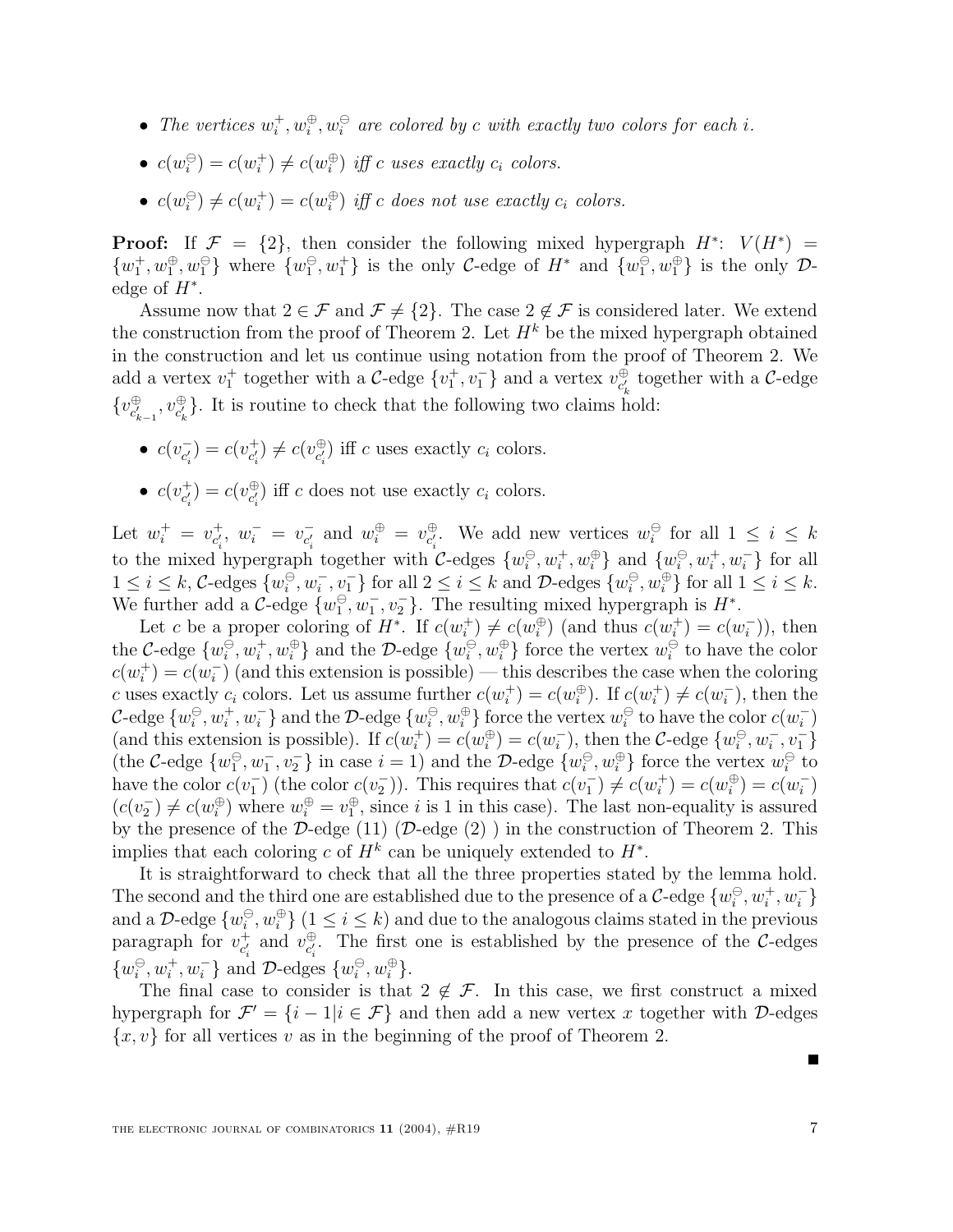- *The vertices $w_i^+, w_i^\oplus, w_i^\ominus$ are colored by $c$ with exactly two colors for each $i$.*
- *$c(w_i^\ominus) = c(w_i^+) \neq c(w_i^\oplus)$ iff $c$ uses exactly $c_i$ colors.*
- *$c(w_i^\ominus) \neq c(w_i^+) = c(w_i^\oplus)$ iff $c$ does not use exactly $c_i$ colors.*

**Proof:** If $\mathcal{F} = \{2\}$, then consider the following mixed hypergraph $H^*$: $V(H^*) = \{w_1^+, w_1^\oplus, w_1^\ominus\}$ where $\{w_1^\ominus, w_1^+\}$ is the only $\mathcal{C}$-edge of $H^*$ and $\{w_1^\ominus, w_1^\oplus\}$ is the only $\mathcal{D}$-edge of $H^*$.

Assume now that $2 \in \mathcal{F}$ and $\mathcal{F} \neq \{2\}$. The case $2 \notin \mathcal{F}$ is considered later. We extend the construction from the proof of Theorem 2. Let $H^k$ be the mixed hypergraph obtained in the construction and let us continue using notation from the proof of Theorem 2. We add a vertex $v_1^+$ together with a $\mathcal{C}$-edge $\{v_1^+, v_1^-\}$ and a vertex $v_{c'_k}^\oplus$ together with a $\mathcal{C}$-edge $\{v_{c'_{k-1}}^\oplus, v_{c'_k}^\oplus\}$. It is routine to check that the following two claims hold:

- $c(v_{c'_i}^-) = c(v_{c'_i}^+) \neq c(v_{c'_i}^\oplus)$ iff $c$ uses exactly $c_i$ colors.
- $c(v_{c'_i}^+) = c(v_{c'_i}^\oplus)$ iff $c$ does not use exactly $c_i$ colors.

Let $w_i^+ = v_{c'_i}^+$, $w_i^- = v_{c'_i}^-$ and $w_i^\oplus = v_{c'_i}^\oplus$. We add new vertices $w_i^\ominus$ for all $1 \leq i \leq k$ to the mixed hypergraph together with $\mathcal{C}$-edges $\{w_i^\ominus, w_i^+, w_i^\oplus\}$ and $\{w_i^\ominus, w_i^+, w_i^-\}$ for all $1 \leq i \leq k$, $\mathcal{C}$-edges $\{w_i^\ominus, w_i^-, v_1^-\}$ for all $2 \leq i \leq k$ and $\mathcal{D}$-edges $\{w_i^\ominus, w_i^\oplus\}$ for all $1 \leq i \leq k$. We further add a $\mathcal{C}$-edge $\{w_1^\ominus, w_1^-, v_2^-\}$. The resulting mixed hypergraph is $H^*$.

Let $c$ be a proper coloring of $H^*$. If $c(w_i^+) \neq c(w_i^\oplus)$ (and thus $c(w_i^+) = c(w_i^-)$), then the $\mathcal{C}$-edge $\{w_i^\ominus, w_i^+, w_i^\oplus\}$ and the $\mathcal{D}$-edge $\{w_i^\ominus, w_i^\oplus\}$ force the vertex $w_i^\ominus$ to have the color $c(w_i^+) = c(w_i^-)$ (and this extension is possible) — this describes the case when the coloring $c$ uses exactly $c_i$ colors. Let us assume further $c(w_i^+) = c(w_i^\oplus)$. If $c(w_i^+) \neq c(w_i^-)$, then the $\mathcal{C}$-edge $\{w_i^\ominus, w_i^+, w_i^-\}$ and the $\mathcal{D}$-edge $\{w_i^\ominus, w_i^\oplus\}$ force the vertex $w_i^\ominus$ to have the color $c(w_i^-)$ (and this extension is possible). If $c(w_i^+) = c(w_i^\oplus) = c(w_i^-)$, then the $\mathcal{C}$-edge $\{w_i^\ominus, w_i^-, v_1^-\}$ (the $\mathcal{C}$-edge $\{w_1^\ominus, w_1^-, v_2^-\}$ in case $i = 1$) and the $\mathcal{D}$-edge $\{w_i^\ominus, w_i^\oplus\}$ force the vertex $w_i^\ominus$ to have the color $c(v_1^-)$ (the color $c(v_2^-)$). This requires that $c(v_1^-) \neq c(w_i^+) = c(w_i^\oplus) = c(w_i^-)$ ($c(v_2^-) \neq c(w_i^\oplus)$ where $w_i^\oplus = v_1^\oplus$, since $i$ is 1 in this case). The last non-equality is assured by the presence of the $\mathcal{D}$-edge (11) ($\mathcal{D}$-edge (2) ) in the construction of Theorem 2. This implies that each coloring $c$ of $H^k$ can be uniquely extended to $H^*$.

It is straightforward to check that all the three properties stated by the lemma hold. The second and the third one are established due to the presence of a $\mathcal{C}$-edge $\{w_i^\ominus, w_i^+, w_i^-\}$ and a $\mathcal{D}$-edge $\{w_i^\ominus, w_i^\oplus\}$ ($1 \leq i \leq k$) and due to the analogous claims stated in the previous paragraph for $v_{c'_i}^+$ and $v_{c'_i}^\oplus$. The first one is established by the presence of the $\mathcal{C}$-edges $\{w_i^\ominus, w_i^+, w_i^-\}$ and $\mathcal{D}$-edges $\{w_i^\ominus, w_i^\oplus\}$.

The final case to consider is that $2 \notin \mathcal{F}$. In this case, we first construct a mixed hypergraph for $\mathcal{F}' = \{i - 1 | i \in \mathcal{F}\}$ and then add a new vertex $x$ together with $\mathcal{D}$-edges $\{x, v\}$ for all vertices $v$ as in the beginning of the proof of Theorem 2.

■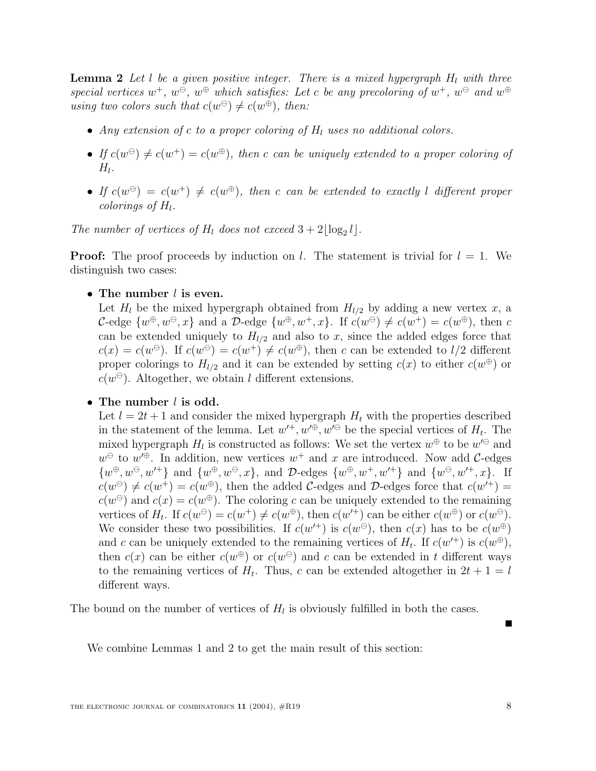**Lemma 2** *Let $l$ be a given positive integer. There is a mixed hypergraph $H_l$ with three special vertices $w^+$, $w^\ominus$, $w^\oplus$ which satisfies: Let $c$ be any precoloring of $w^+$, $w^\ominus$ and $w^\oplus$ using two colors such that $c(w^\ominus) \neq c(w^\oplus)$, then:*

- *Any extension of $c$ to a proper coloring of $H_l$ uses no additional colors.*
- *If $c(w^\ominus) \neq c(w^+) = c(w^\oplus)$, then $c$ can be uniquely extended to a proper coloring of $H_l$.*
- *If $c(w^\ominus) = c(w^+) \neq c(w^\oplus)$, then $c$ can be extended to exactly $l$ different proper colorings of $H_l$.*

*The number of vertices of $H_l$ does not exceed $3 + 2\lfloor \log_2 l \rfloor$.*

**Proof:** The proof proceeds by induction on $l$. The statement is trivial for $l = 1$. We distinguish two cases:

- **The number $l$ is even.**
  Let $H_l$ be the mixed hypergraph obtained from $H_{l/2}$ by adding a new vertex $x$, a $\mathcal{C}$-edge $\{w^\oplus, w^\ominus, x\}$ and a $\mathcal{D}$-edge $\{w^\oplus, w^+, x\}$. If $c(w^\ominus) \neq c(w^+) = c(w^\oplus)$, then $c$ can be extended uniquely to $H_{l/2}$ and also to $x$, since the added edges force that $c(x) = c(w^\ominus)$. If $c(w^\ominus) = c(w^+) \neq c(w^\oplus)$, then $c$ can be extended to $l/2$ different proper colorings to $H_{l/2}$ and it can be extended by setting $c(x)$ to either $c(w^\oplus)$ or $c(w^\ominus)$. Altogether, we obtain $l$ different extensions.

- **The number $l$ is odd.**
  Let $l = 2t + 1$ and consider the mixed hypergraph $H_t$ with the properties described in the statement of the lemma. Let $w'^+, w'^\oplus, w'^\ominus$ be the special vertices of $H_t$. The mixed hypergraph $H_l$ is constructed as follows: We set the vertex $w^\oplus$ to be $w'^\ominus$ and $w^\ominus$ to $w'^\oplus$. In addition, new vertices $w^+$ and $x$ are introduced. Now add $\mathcal{C}$-edges $\{w^\oplus, w^\ominus, w'^+\}$ and $\{w^\oplus, w^\ominus, x\}$, and $\mathcal{D}$-edges $\{w^\oplus, w^+, w'^+\}$ and $\{w^\ominus, w'^+, x\}$. If $c(w^\ominus) \neq c(w^+) = c(w^\oplus)$, then the added $\mathcal{C}$-edges and $\mathcal{D}$-edges force that $c(w'^+) = c(w^\ominus)$ and $c(x) = c(w^\oplus)$. The coloring $c$ can be uniquely extended to the remaining vertices of $H_t$. If $c(w^\ominus) = c(w^+) \neq c(w^\oplus)$, then $c(w'^+)$ can be either $c(w^\oplus)$ or $c(w^\ominus)$. We consider these two possibilities. If $c(w'^+)$ is $c(w^\ominus)$, then $c(x)$ has to be $c(w^\oplus)$ and $c$ can be uniquely extended to the remaining vertices of $H_t$. If $c(w'^+)$ is $c(w^\oplus)$, then $c(x)$ can be either $c(w^\oplus)$ or $c(w^\ominus)$ and $c$ can be extended in $t$ different ways to the remaining vertices of $H_t$. Thus, $c$ can be extended altogether in $2t + 1 = l$ different ways.

The bound on the number of vertices of $H_l$ is obviously fulfilled in both the cases.

∎

We combine Lemmas 1 and 2 to get the main result of this section: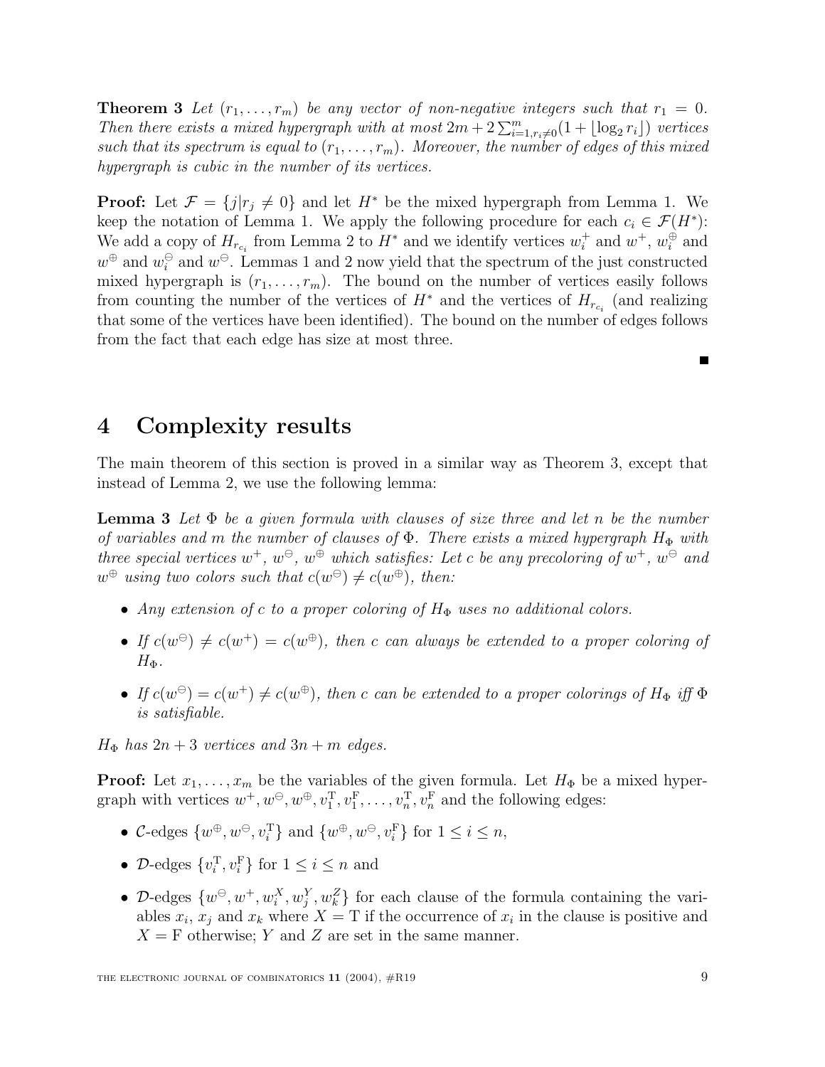**Theorem 3** *Let $(r_1, \ldots, r_m)$ be any vector of non-negative integers such that $r_1 = 0$. Then there exists a mixed hypergraph with at most $2m + 2\sum_{i=1, r_i \neq 0}^{m}(1 + \lfloor \log_2 r_i \rfloor)$ vertices such that its spectrum is equal to $(r_1, \ldots, r_m)$. Moreover, the number of edges of this mixed hypergraph is cubic in the number of its vertices.*

**Proof:** Let $\mathcal{F} = \{j | r_j \neq 0\}$ and let $H^*$ be the mixed hypergraph from Lemma 1. We keep the notation of Lemma 1. We apply the following procedure for each $c_i \in \mathcal{F}(H^*)$: We add a copy of $H_{r_{c_i}}$ from Lemma 2 to $H^*$ and we identify vertices $w_i^+$ and $w^+$, $w_i^\oplus$ and $w^\oplus$ and $w_i^\ominus$ and $w^\ominus$. Lemmas 1 and 2 now yield that the spectrum of the just constructed mixed hypergraph is $(r_1, \ldots, r_m)$. The bound on the number of vertices easily follows from counting the number of the vertices of $H^*$ and the vertices of $H_{r_{c_i}}$ (and realizing that some of the vertices have been identified). The bound on the number of edges follows from the fact that each edge has size at most three.

■

## 4 Complexity results

The main theorem of this section is proved in a similar way as Theorem 3, except that instead of Lemma 2, we use the following lemma:

**Lemma 3** *Let $\Phi$ be a given formula with clauses of size three and let $n$ be the number of variables and $m$ the number of clauses of $\Phi$. There exists a mixed hypergraph $H_\Phi$ with three special vertices $w^+$, $w^\ominus$, $w^\oplus$ which satisfies: Let $c$ be any precoloring of $w^+$, $w^\ominus$ and $w^\oplus$ using two colors such that $c(w^\ominus) \neq c(w^\oplus)$, then:*

- *Any extension of $c$ to a proper coloring of $H_\Phi$ uses no additional colors.*
- *If $c(w^\ominus) \neq c(w^+) = c(w^\oplus)$, then $c$ can always be extended to a proper coloring of $H_\Phi$.*
- *If $c(w^\ominus) = c(w^+) \neq c(w^\oplus)$, then $c$ can be extended to a proper colorings of $H_\Phi$ iff $\Phi$ is satisfiable.*

*$H_\Phi$ has $2n + 3$ vertices and $3n + m$ edges.*

**Proof:** Let $x_1, \ldots, x_m$ be the variables of the given formula. Let $H_\Phi$ be a mixed hypergraph with vertices $w^+, w^\ominus, w^\oplus, v_1^{\mathrm{T}}, v_1^{\mathrm{F}}, \ldots, v_n^{\mathrm{T}}, v_n^{\mathrm{F}}$ and the following edges:

- $\mathcal{C}$-edges $\{w^\oplus, w^\ominus, v_i^{\mathrm{T}}\}$ and $\{w^\oplus, w^\ominus, v_i^{\mathrm{F}}\}$ for $1 \leq i \leq n$,
- $\mathcal{D}$-edges $\{v_i^{\mathrm{T}}, v_i^{\mathrm{F}}\}$ for $1 \leq i \leq n$ and
- $\mathcal{D}$-edges $\{w^\ominus, w^+, w_i^X, w_j^Y, w_k^Z\}$ for each clause of the formula containing the variables $x_i$, $x_j$ and $x_k$ where $X = \mathrm{T}$ if the occurrence of $x_i$ in the clause is positive and $X = \mathrm{F}$ otherwise; $Y$ and $Z$ are set in the same manner.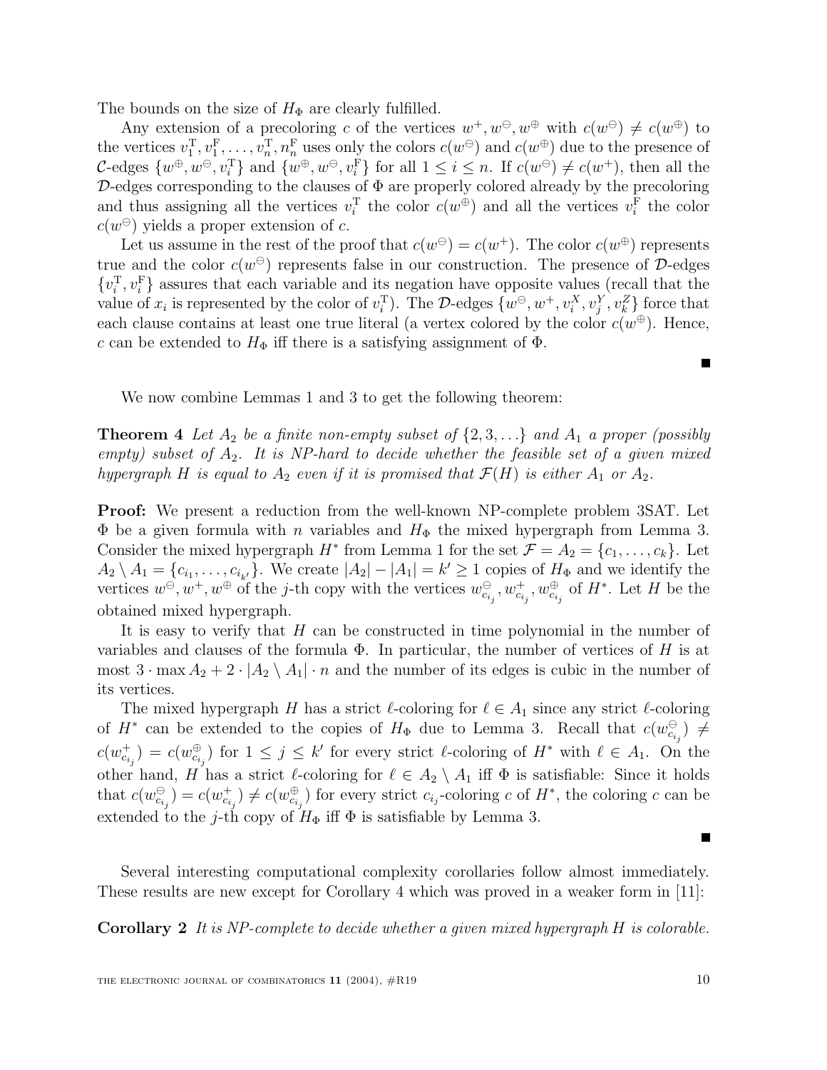The bounds on the size of $H_\Phi$ are clearly fulfilled.

Any extension of a precoloring $c$ of the vertices $w^+, w^\ominus, w^\oplus$ with $c(w^\ominus) \neq c(w^\oplus)$ to the vertices $v_1^{\mathrm{T}}, v_1^{\mathrm{F}}, \ldots, v_n^{\mathrm{T}}, n_n^{\mathrm{F}}$ uses only the colors $c(w^\ominus)$ and $c(w^\oplus)$ due to the presence of $\mathcal{C}$-edges $\{w^\oplus, w^\ominus, v_i^{\mathrm{T}}\}$ and $\{w^\oplus, w^\ominus, v_i^{\mathrm{F}}\}$ for all $1 \leq i \leq n$. If $c(w^\ominus) \neq c(w^+)$, then all the $\mathcal{D}$-edges corresponding to the clauses of $\Phi$ are properly colored already by the precoloring and thus assigning all the vertices $v_i^{\mathrm{T}}$ the color $c(w^\oplus)$ and all the vertices $v_i^{\mathrm{F}}$ the color $c(w^\ominus)$ yields a proper extension of $c$.

Let us assume in the rest of the proof that $c(w^\ominus) = c(w^+)$. The color $c(w^\oplus)$ represents true and the color $c(w^\ominus)$ represents false in our construction. The presence of $\mathcal{D}$-edges $\{v_i^{\mathrm{T}}, v_i^{\mathrm{F}}\}$ assures that each variable and its negation have opposite values (recall that the value of $x_i$ is represented by the color of $v_i^{\mathrm{T}}$). The $\mathcal{D}$-edges $\{w^\ominus, w^+, v_i^X, v_j^Y, v_k^Z\}$ force that each clause contains at least one true literal (a vertex colored by the color $c(w^\oplus)$. Hence, $c$ can be extended to $H_\Phi$ iff there is a satisfying assignment of $\Phi$.

■

We now combine Lemmas 1 and 3 to get the following theorem:

**Theorem 4** *Let $A_2$ be a finite non-empty subset of $\{2, 3, \ldots\}$ and $A_1$ a proper (possibly empty) subset of $A_2$. It is NP-hard to decide whether the feasible set of a given mixed hypergraph $H$ is equal to $A_2$ even if it is promised that $\mathcal{F}(H)$ is either $A_1$ or $A_2$.*

**Proof:** We present a reduction from the well-known NP-complete problem 3SAT. Let $\Phi$ be a given formula with $n$ variables and $H_\Phi$ the mixed hypergraph from Lemma 3. Consider the mixed hypergraph $H^*$ from Lemma 1 for the set $\mathcal{F} = A_2 = \{c_1, \ldots, c_k\}$. Let $A_2 \setminus A_1 = \{c_{i_1}, \ldots, c_{i_{k'}}\}$. We create $|A_2| - |A_1| = k' \geq 1$ copies of $H_\Phi$ and we identify the vertices $w^\ominus, w^+, w^\oplus$ of the $j$-th copy with the vertices $w^\ominus_{c_{i_j}}, w^+_{c_{i_j}}, w^\oplus_{c_{i_j}}$ of $H^*$. Let $H$ be the obtained mixed hypergraph.

It is easy to verify that $H$ can be constructed in time polynomial in the number of variables and clauses of the formula $\Phi$. In particular, the number of vertices of $H$ is at most $3 \cdot \max A_2 + 2 \cdot |A_2 \setminus A_1| \cdot n$ and the number of its edges is cubic in the number of its vertices.

The mixed hypergraph $H$ has a strict $\ell$-coloring for $\ell \in A_1$ since any strict $\ell$-coloring of $H^*$ can be extended to the copies of $H_\Phi$ due to Lemma 3. Recall that $c(w^\ominus_{c_{i_j}}) \neq c(w^+_{c_{i_j}}) = c(w^\oplus_{c_{i_j}})$ for $1 \leq j \leq k'$ for every strict $\ell$-coloring of $H^*$ with $\ell \in A_1$. On the other hand, $H$ has a strict $\ell$-coloring for $\ell \in A_2 \setminus A_1$ iff $\Phi$ is satisfiable: Since it holds that $c(w^\ominus_{c_{i_j}}) = c(w^+_{c_{i_j}}) \neq c(w^\oplus_{c_{i_j}})$ for every strict $c_{i_j}$-coloring $c$ of $H^*$, the coloring $c$ can be extended to the $j$-th copy of $H_\Phi$ iff $\Phi$ is satisfiable by Lemma 3.

■

Several interesting computational complexity corollaries follow almost immediately. These results are new except for Corollary 4 which was proved in a weaker form in [11]:

**Corollary 2** *It is NP-complete to decide whether a given mixed hypergraph $H$ is colorable.*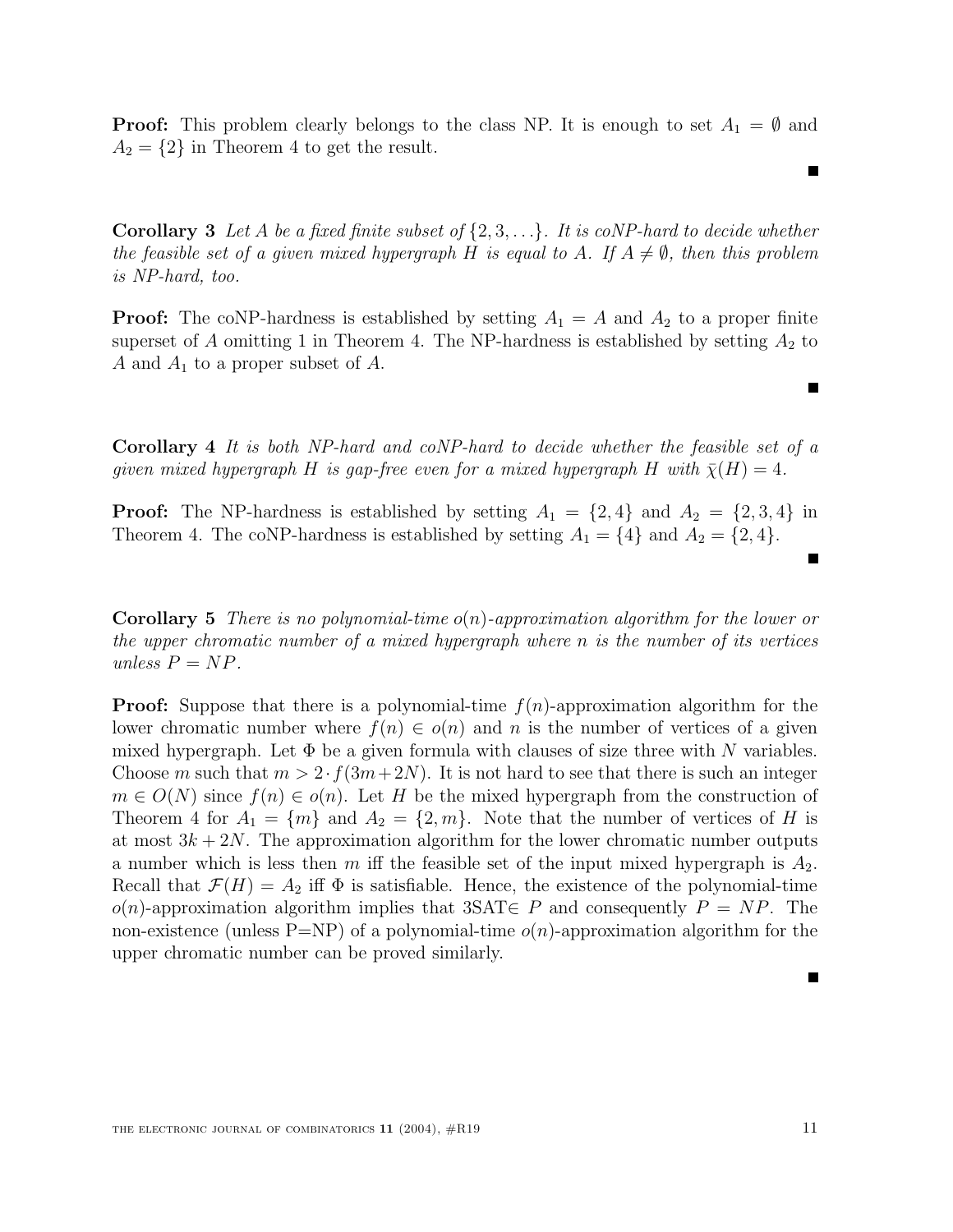**Proof:** This problem clearly belongs to the class NP. It is enough to set $A_1 = \emptyset$ and $A_2 = \{2\}$ in Theorem 4 to get the result. ∎

**Corollary 3** *Let $A$ be a fixed finite subset of $\{2, 3, \ldots\}$. It is coNP-hard to decide whether the feasible set of a given mixed hypergraph $H$ is equal to $A$. If $A \neq \emptyset$, then this problem is NP-hard, too.*

**Proof:** The coNP-hardness is established by setting $A_1 = A$ and $A_2$ to a proper finite superset of $A$ omitting 1 in Theorem 4. The NP-hardness is established by setting $A_2$ to $A$ and $A_1$ to a proper subset of $A$. ∎

**Corollary 4** *It is both NP-hard and coNP-hard to decide whether the feasible set of a given mixed hypergraph $H$ is gap-free even for a mixed hypergraph $H$ with $\bar{\chi}(H) = 4$.*

**Proof:** The NP-hardness is established by setting $A_1 = \{2, 4\}$ and $A_2 = \{2, 3, 4\}$ in Theorem 4. The coNP-hardness is established by setting $A_1 = \{4\}$ and $A_2 = \{2, 4\}$. ∎

**Corollary 5** *There is no polynomial-time $o(n)$-approximation algorithm for the lower or the upper chromatic number of a mixed hypergraph where $n$ is the number of its vertices unless $P = NP$.*

**Proof:** Suppose that there is a polynomial-time $f(n)$-approximation algorithm for the lower chromatic number where $f(n) \in o(n)$ and $n$ is the number of vertices of a given mixed hypergraph. Let $\Phi$ be a given formula with clauses of size three with $N$ variables. Choose $m$ such that $m > 2 \cdot f(3m + 2N)$. It is not hard to see that there is such an integer $m \in O(N)$ since $f(n) \in o(n)$. Let $H$ be the mixed hypergraph from the construction of Theorem 4 for $A_1 = \{m\}$ and $A_2 = \{2, m\}$. Note that the number of vertices of $H$ is at most $3k + 2N$. The approximation algorithm for the lower chromatic number outputs a number which is less then $m$ iff the feasible set of the input mixed hypergraph is $A_2$. Recall that $\mathcal{F}(H) = A_2$ iff $\Phi$ is satisfiable. Hence, the existence of the polynomial-time $o(n)$-approximation algorithm implies that 3SAT$\in P$ and consequently $P = NP$. The non-existence (unless P=NP) of a polynomial-time $o(n)$-approximation algorithm for the upper chromatic number can be proved similarly. ∎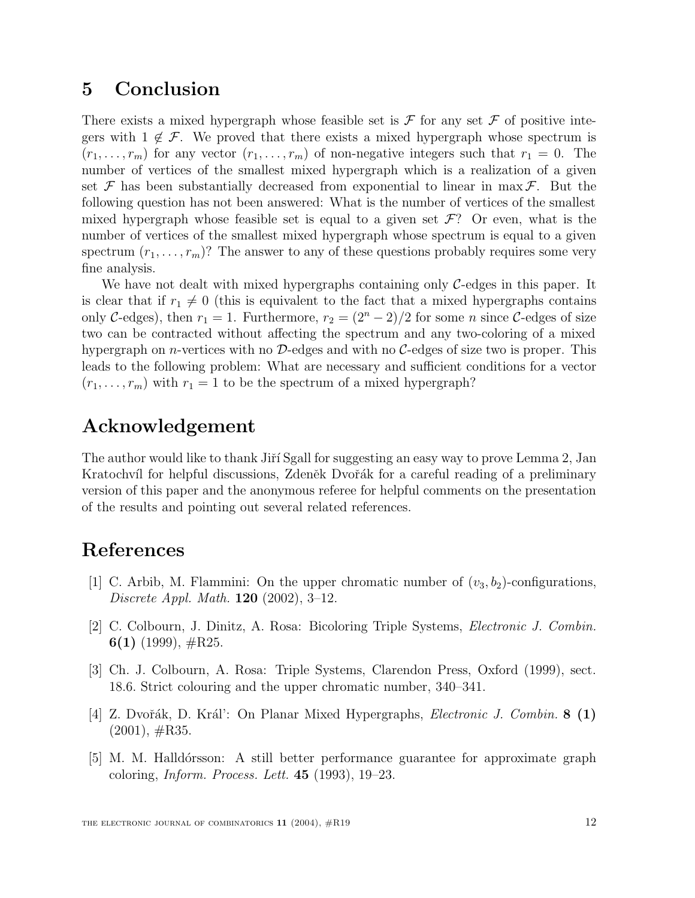## 5 Conclusion

There exists a mixed hypergraph whose feasible set is $\mathcal{F}$ for any set $\mathcal{F}$ of positive integers with $1 \notin \mathcal{F}$. We proved that there exists a mixed hypergraph whose spectrum is $(r_1, \ldots, r_m)$ for any vector $(r_1, \ldots, r_m)$ of non-negative integers such that $r_1 = 0$. The number of vertices of the smallest mixed hypergraph which is a realization of a given set $\mathcal{F}$ has been substantially decreased from exponential to linear in $\max \mathcal{F}$. But the following question has not been answered: What is the number of vertices of the smallest mixed hypergraph whose feasible set is equal to a given set $\mathcal{F}$? Or even, what is the number of vertices of the smallest mixed hypergraph whose spectrum is equal to a given spectrum $(r_1, \ldots, r_m)$? The answer to any of these questions probably requires some very fine analysis.

We have not dealt with mixed hypergraphs containing only $\mathcal{C}$-edges in this paper. It is clear that if $r_1 \neq 0$ (this is equivalent to the fact that a mixed hypergraphs contains only $\mathcal{C}$-edges), then $r_1 = 1$. Furthermore, $r_2 = (2^n - 2)/2$ for some $n$ since $\mathcal{C}$-edges of size two can be contracted without affecting the spectrum and any two-coloring of a mixed hypergraph on $n$-vertices with no $\mathcal{D}$-edges and with no $\mathcal{C}$-edges of size two is proper. This leads to the following problem: What are necessary and sufficient conditions for a vector $(r_1, \ldots, r_m)$ with $r_1 = 1$ to be the spectrum of a mixed hypergraph?

## Acknowledgement

The author would like to thank Jiří Sgall for suggesting an easy way to prove Lemma 2, Jan Kratochvíl for helpful discussions, Zdeněk Dvořák for a careful reading of a preliminary version of this paper and the anonymous referee for helpful comments on the presentation of the results and pointing out several related references.

## References

[1] C. Arbib, M. Flammini: On the upper chromatic number of $(v_3, b_2)$-configurations, *Discrete Appl. Math.* **120** (2002), 3–12.

[2] C. Colbourn, J. Dinitz, A. Rosa: Bicoloring Triple Systems, *Electronic J. Combin.* **6(1)** (1999), #R25.

[3] Ch. J. Colbourn, A. Rosa: Triple Systems, Clarendon Press, Oxford (1999), sect. 18.6. Strict colouring and the upper chromatic number, 340–341.

[4] Z. Dvořák, D. Kráľ: On Planar Mixed Hypergraphs, *Electronic J. Combin.* **8 (1)** (2001), #R35.

[5] M. M. Halldórsson: A still better performance guarantee for approximate graph coloring, *Inform. Process. Lett.* **45** (1993), 19–23.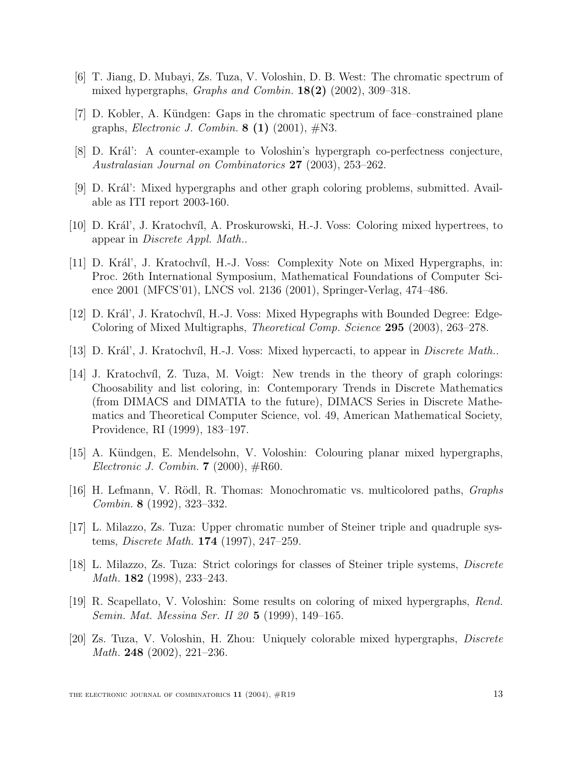[6] T. Jiang, D. Mubayi, Zs. Tuza, V. Voloshin, D. B. West: The chromatic spectrum of mixed hypergraphs, *Graphs and Combin.* **18(2)** (2002), 309–318.

[7] D. Kobler, A. Kündgen: Gaps in the chromatic spectrum of face–constrained plane graphs, *Electronic J. Combin.* **8 (1)** (2001), #N3.

[8] D. Král': A counter-example to Voloshin's hypergraph co-perfectness conjecture, *Australasian Journal on Combinatorics* **27** (2003), 253–262.

[9] D. Král': Mixed hypergraphs and other graph coloring problems, submitted. Available as ITI report 2003-160.

[10] D. Král', J. Kratochvíl, A. Proskurowski, H.-J. Voss: Coloring mixed hypertrees, to appear in *Discrete Appl. Math.*.

[11] D. Král', J. Kratochvíl, H.-J. Voss: Complexity Note on Mixed Hypergraphs, in: Proc. 26th International Symposium, Mathematical Foundations of Computer Science 2001 (MFCS'01), LNCS vol. 2136 (2001), Springer-Verlag, 474–486.

[12] D. Král', J. Kratochvíl, H.-J. Voss: Mixed Hypegraphs with Bounded Degree: Edge-Coloring of Mixed Multigraphs, *Theoretical Comp. Science* **295** (2003), 263–278.

[13] D. Král', J. Kratochvíl, H.-J. Voss: Mixed hypercacti, to appear in *Discrete Math.*.

[14] J. Kratochvíl, Z. Tuza, M. Voigt: New trends in the theory of graph colorings: Choosability and list coloring, in: Contemporary Trends in Discrete Mathematics (from DIMACS and DIMATIA to the future), DIMACS Series in Discrete Mathematics and Theoretical Computer Science, vol. 49, American Mathematical Society, Providence, RI (1999), 183–197.

[15] A. Kündgen, E. Mendelsohn, V. Voloshin: Colouring planar mixed hypergraphs, *Electronic J. Combin.* **7** (2000), #R60.

[16] H. Lefmann, V. Rödl, R. Thomas: Monochromatic vs. multicolored paths, *Graphs Combin.* **8** (1992), 323–332.

[17] L. Milazzo, Zs. Tuza: Upper chromatic number of Steiner triple and quadruple systems, *Discrete Math.* **174** (1997), 247–259.

[18] L. Milazzo, Zs. Tuza: Strict colorings for classes of Steiner triple systems, *Discrete Math.* **182** (1998), 233–243.

[19] R. Scapellato, V. Voloshin: Some results on coloring of mixed hypergraphs, *Rend. Semin. Mat. Messina Ser. II 20* **5** (1999), 149–165.

[20] Zs. Tuza, V. Voloshin, H. Zhou: Uniquely colorable mixed hypergraphs, *Discrete Math.* **248** (2002), 221–236.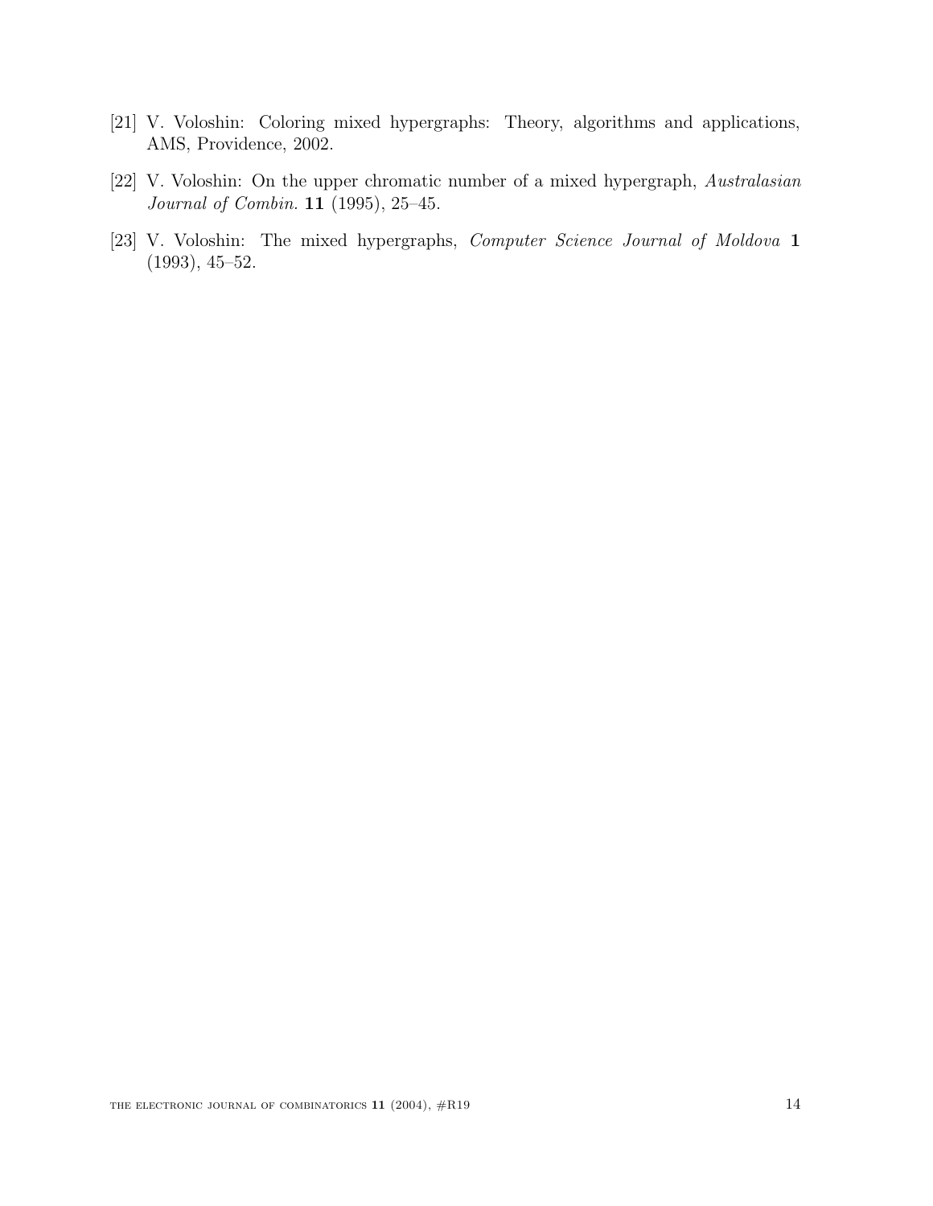[21] V. Voloshin: Coloring mixed hypergraphs: Theory, algorithms and applications, AMS, Providence, 2002.

[22] V. Voloshin: On the upper chromatic number of a mixed hypergraph, *Australasian Journal of Combin.* **11** (1995), 25–45.

[23] V. Voloshin: The mixed hypergraphs, *Computer Science Journal of Moldova* **1** (1993), 45–52.